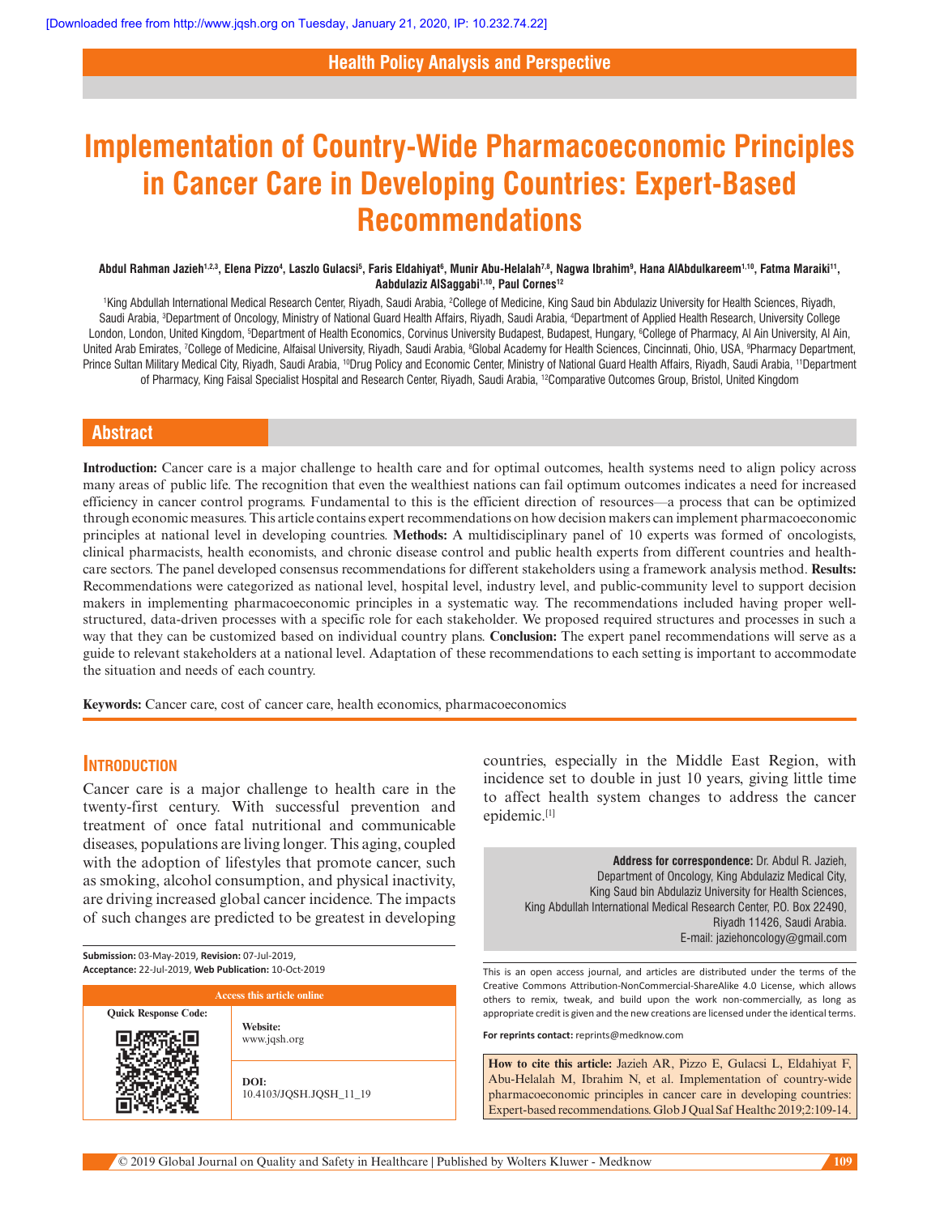Health Policy Analysis and Perspective

# Implementation of Country-Wide Pharmacoeconomic Principles in Cancer Care in Developing Countries: Expert-Based Recommendations

**Abdul Rahman Jazieh[1,2,3], Elena Pizzo[4], Laszlo Gulacsi[5], Faris Eldahiyat[6], Munir Abu-Helalah[7,8], Nagwa Ibrahim[9], Hana AlAbdulkareem[1,10], Fatma Maraiki[11], Aabdulaziz AlSaggabi[1,10], Paul Cornes[12]**

[1]King Abdullah International Medical Research Center, Riyadh, Saudi Arabia, [2]College of Medicine, King Saud bin Abdulaziz University for Health Sciences, Riyadh, Saudi Arabia, [3]Department of Oncology, Ministry of National Guard Health Affairs, Riyadh, Saudi Arabia, [4]Department of Applied Health Research, University College London, London, United Kingdom, [5]Department of Health Economics, Corvinus University Budapest, Budapest, Hungary, [6]College of Pharmacy, Al Ain University, Al Ain, United Arab Emirates, [7]College of Medicine, Alfaisal University, Riyadh, Saudi Arabia, [8]Global Academy for Health Sciences, Cincinnati, Ohio, USA, [9]Pharmacy Department, Prince Sultan Military Medical City, Riyadh, Saudi Arabia, [10]Drug Policy and Economic Center, Ministry of National Guard Health Affairs, Riyadh, Saudi Arabia, [11]Department of Pharmacy, King Faisal Specialist Hospital and Research Center, Riyadh, Saudi Arabia, [12]Comparative Outcomes Group, Bristol, United Kingdom

## Abstract

**Introduction:** Cancer care is a major challenge to health care and for optimal outcomes, health systems need to align policy across many areas of public life. The recognition that even the wealthiest nations can fail optimum outcomes indicates a need for increased efficiency in cancer control programs. Fundamental to this is the efficient direction of resources—a process that can be optimized through economic measures. This article contains expert recommendations on how decision makers can implement pharmacoeconomic principles at national level in developing countries. **Methods:** A multidisciplinary panel of 10 experts was formed of oncologists, clinical pharmacists, health economists, and chronic disease control and public health experts from different countries and health-care sectors. The panel developed consensus recommendations for different stakeholders using a framework analysis method. **Results:** Recommendations were categorized as national level, hospital level, industry level, and public-community level to support decision makers in implementing pharmacoeconomic principles in a systematic way. The recommendations included having proper well-structured, data-driven processes with a specific role for each stakeholder. We proposed required structures and processes in such a way that they can be customized based on individual country plans. **Conclusion:** The expert panel recommendations will serve as a guide to relevant stakeholders at a national level. Adaptation of these recommendations to each setting is important to accommodate the situation and needs of each country.

**Keywords:** Cancer care, cost of cancer care, health economics, pharmacoeconomics

## Introduction

Cancer care is a major challenge to health care in the twenty-first century. With successful prevention and treatment of once fatal nutritional and communicable diseases, populations are living longer. This aging, coupled with the adoption of lifestyles that promote cancer, such as smoking, alcohol consumption, and physical inactivity, are driving increased global cancer incidence. The impacts of such changes are predicted to be greatest in developing countries, especially in the Middle East Region, with incidence set to double in just 10 years, giving little time to affect health system changes to address the cancer epidemic.[1]

**Address for correspondence:** Dr. Abdul R. Jazieh, Department of Oncology, King Abdulaziz Medical City, King Saud bin Abdulaziz University for Health Sciences, King Abdullah International Medical Research Center, P.O. Box 22490, Riyadh 11426, Saudi Arabia. E-mail: jaziehoncology@gmail.com

**Submission:** 03-May-2019, **Revision:** 07-Jul-2019, **Acceptance:** 22-Jul-2019, **Web Publication:** 10-Oct-2019

Access this article online

Website: www.jqsh.org

DOI: 10.4103/JQSH.JQSH_11_19

This is an open access journal, and articles are distributed under the terms of the Creative Commons Attribution-NonCommercial-ShareAlike 4.0 License, which allows others to remix, tweak, and build upon the work non-commercially, as long as appropriate credit is given and the new creations are licensed under the identical terms.

**For reprints contact:** reprints@medknow.com

**How to cite this article:** Jazieh AR, Pizzo E, Gulacsi L, Eldahiyat F, Abu-Helalah M, Ibrahim N, et al. Implementation of country-wide pharmacoeconomic principles in cancer care in developing countries: Expert-based recommendations. Glob J Qual Saf Healthc 2019;2:109-14.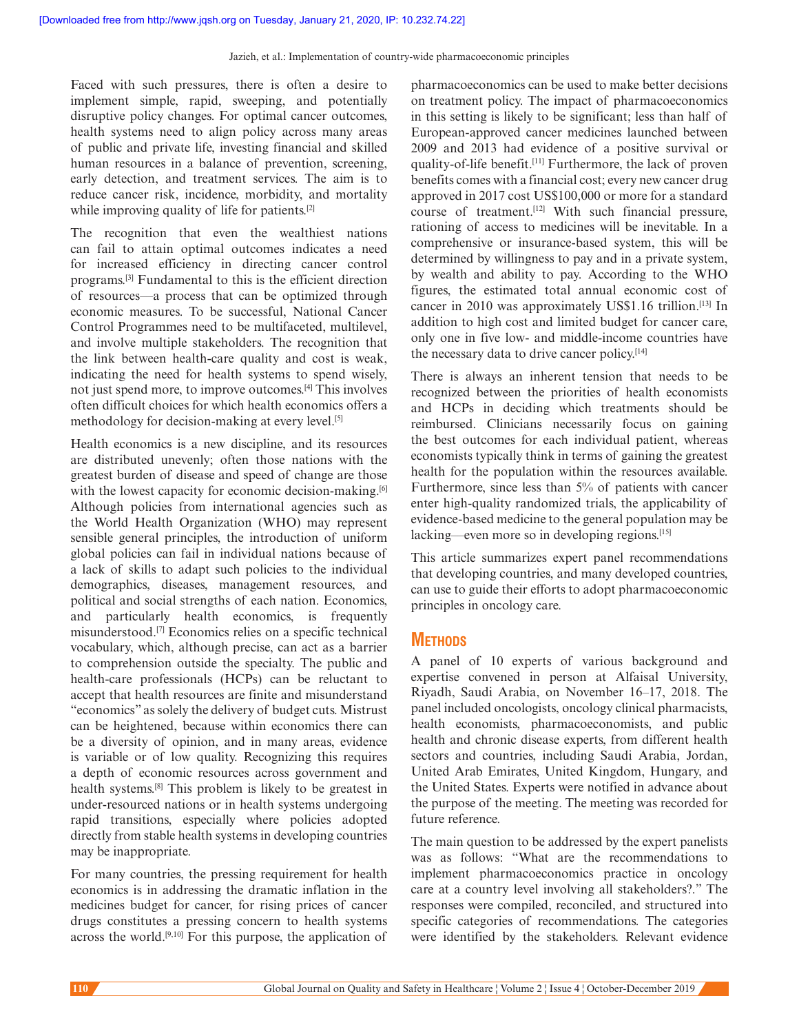Faced with such pressures, there is often a desire to implement simple, rapid, sweeping, and potentially disruptive policy changes. For optimal cancer outcomes, health systems need to align policy across many areas of public and private life, investing financial and skilled human resources in a balance of prevention, screening, early detection, and treatment services. The aim is to reduce cancer risk, incidence, morbidity, and mortality while improving quality of life for patients.[2]

The recognition that even the wealthiest nations can fail to attain optimal outcomes indicates a need for increased efficiency in directing cancer control programs.[3] Fundamental to this is the efficient direction of resources—a process that can be optimized through economic measures. To be successful, National Cancer Control Programmes need to be multifaceted, multilevel, and involve multiple stakeholders. The recognition that the link between health-care quality and cost is weak, indicating the need for health systems to spend wisely, not just spend more, to improve outcomes.[4] This involves often difficult choices for which health economics offers a methodology for decision-making at every level.[5]

Health economics is a new discipline, and its resources are distributed unevenly; often those nations with the greatest burden of disease and speed of change are those with the lowest capacity for economic decision-making.[6] Although policies from international agencies such as the World Health Organization (WHO) may represent sensible general principles, the introduction of uniform global policies can fail in individual nations because of a lack of skills to adapt such policies to the individual demographics, diseases, management resources, and political and social strengths of each nation. Economics, and particularly health economics, is frequently misunderstood.[7] Economics relies on a specific technical vocabulary, which, although precise, can act as a barrier to comprehension outside the specialty. The public and health-care professionals (HCPs) can be reluctant to accept that health resources are finite and misunderstand "economics" as solely the delivery of budget cuts. Mistrust can be heightened, because within economics there can be a diversity of opinion, and in many areas, evidence is variable or of low quality. Recognizing this requires a depth of economic resources across government and health systems.[8] This problem is likely to be greatest in under-resourced nations or in health systems undergoing rapid transitions, especially where policies adopted directly from stable health systems in developing countries may be inappropriate.

For many countries, the pressing requirement for health economics is in addressing the dramatic inflation in the medicines budget for cancer, for rising prices of cancer drugs constitutes a pressing concern to health systems across the world.[9,10] For this purpose, the application of pharmacoeconomics can be used to make better decisions on treatment policy. The impact of pharmacoeconomics in this setting is likely to be significant; less than half of European-approved cancer medicines launched between 2009 and 2013 had evidence of a positive survival or quality-of-life benefit.[11] Furthermore, the lack of proven benefits comes with a financial cost; every new cancer drug approved in 2017 cost US$100,000 or more for a standard course of treatment.[12] With such financial pressure, rationing of access to medicines will be inevitable. In a comprehensive or insurance-based system, this will be determined by willingness to pay and in a private system, by wealth and ability to pay. According to the WHO figures, the estimated total annual economic cost of cancer in 2010 was approximately US$1.16 trillion.[13] In addition to high cost and limited budget for cancer care, only one in five low- and middle-income countries have the necessary data to drive cancer policy.[14]

There is always an inherent tension that needs to be recognized between the priorities of health economists and HCPs in deciding which treatments should be reimbursed. Clinicians necessarily focus on gaining the best outcomes for each individual patient, whereas economists typically think in terms of gaining the greatest health for the population within the resources available. Furthermore, since less than 5% of patients with cancer enter high-quality randomized trials, the applicability of evidence-based medicine to the general population may be lacking—even more so in developing regions.[15]

This article summarizes expert panel recommendations that developing countries, and many developed countries, can use to guide their efforts to adopt pharmacoeconomic principles in oncology care.

## Methods

A panel of 10 experts of various background and expertise convened in person at Alfaisal University, Riyadh, Saudi Arabia, on November 16–17, 2018. The panel included oncologists, oncology clinical pharmacists, health economists, pharmacoeconomists, and public health and chronic disease experts, from different health sectors and countries, including Saudi Arabia, Jordan, United Arab Emirates, United Kingdom, Hungary, and the United States. Experts were notified in advance about the purpose of the meeting. The meeting was recorded for future reference.

The main question to be addressed by the expert panelists was as follows: "What are the recommendations to implement pharmacoeconomics practice in oncology care at a country level involving all stakeholders?." The responses were compiled, reconciled, and structured into specific categories of recommendations. The categories were identified by the stakeholders. Relevant evidence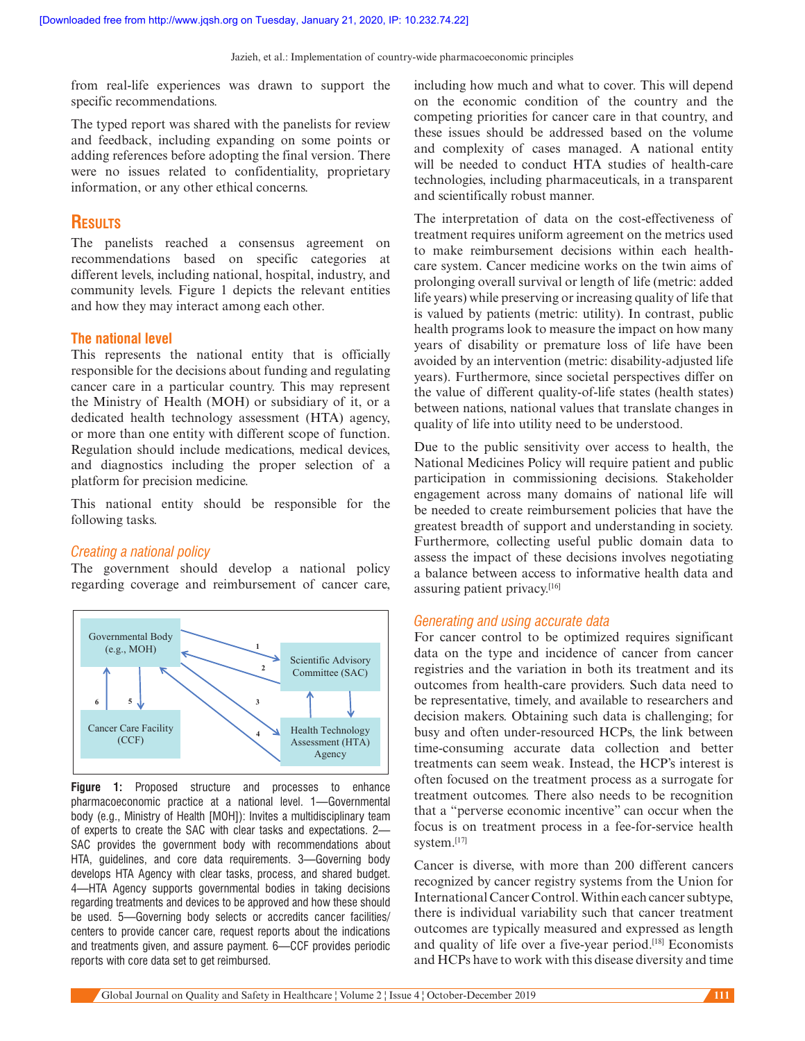from real-life experiences was drawn to support the specific recommendations.

The typed report was shared with the panelists for review and feedback, including expanding on some points or adding references before adopting the final version. There were no issues related to confidentiality, proprietary information, or any other ethical concerns.

# Results

The panelists reached a consensus agreement on recommendations based on specific categories at different levels, including national, hospital, industry, and community levels. Figure 1 depicts the relevant entities and how they may interact among each other.

## The national level

This represents the national entity that is officially responsible for the decisions about funding and regulating cancer care in a particular country. This may represent the Ministry of Health (MOH) or subsidiary of it, or a dedicated health technology assessment (HTA) agency, or more than one entity with different scope of function. Regulation should include medications, medical devices, and diagnostics including the proper selection of a platform for precision medicine.

This national entity should be responsible for the following tasks.

### *Creating a national policy*

The government should develop a national policy regarding coverage and reimbursement of cancer care, including how much and what to cover. This will depend on the economic condition of the country and the competing priorities for cancer care in that country, and these issues should be addressed based on the volume and complexity of cases managed. A national entity will be needed to conduct HTA studies of health-care technologies, including pharmaceuticals, in a transparent and scientifically robust manner.

The interpretation of data on the cost-effectiveness of treatment requires uniform agreement on the metrics used to make reimbursement decisions within each health-care system. Cancer medicine works on the twin aims of prolonging overall survival or length of life (metric: added life years) while preserving or increasing quality of life that is valued by patients (metric: utility). In contrast, public health programs look to measure the impact on how many years of disability or premature loss of life have been avoided by an intervention (metric: disability-adjusted life years). Furthermore, since societal perspectives differ on the value of different quality-of-life states (health states) between nations, national values that translate changes in quality of life into utility need to be understood.

Due to the public sensitivity over access to health, the National Medicines Policy will require patient and public participation in commissioning decisions. Stakeholder engagement across many domains of national life will be needed to create reimbursement policies that have the greatest breadth of support and understanding in society. Furthermore, collecting useful public domain data to assess the impact of these decisions involves negotiating a balance between access to informative health data and assuring patient privacy.[16]

Governmental Body (e.g., MOH) — Scientific Advisory Committee (SAC) — Cancer Care Facility (CCF) — Health Technology Assessment (HTA) Agency

**Figure 1:** Proposed structure and processes to enhance pharmacoeconomic practice at a national level. 1—Governmental body (e.g., Ministry of Health [MOH]): Invites a multidisciplinary team of experts to create the SAC with clear tasks and expectations. 2—SAC provides the government body with recommendations about HTA, guidelines, and core data requirements. 3—Governing body develops HTA Agency with clear tasks, process, and shared budget. 4—HTA Agency supports governmental bodies in taking decisions regarding treatments and devices to be approved and how these should be used. 5—Governing body selects or accredits cancer facilities/centers to provide cancer care, request reports about the indications and treatments given, and assure payment. 6—CCF provides periodic reports with core data set to get reimbursed.

### *Generating and using accurate data*

For cancer control to be optimized requires significant data on the type and incidence of cancer from cancer registries and the variation in both its treatment and its outcomes from health-care providers. Such data need to be representative, timely, and available to researchers and decision makers. Obtaining such data is challenging; for busy and often under-resourced HCPs, the link between time-consuming accurate data collection and better treatments can seem weak. Instead, the HCP's interest is often focused on the treatment process as a surrogate for treatment outcomes. There also needs to be recognition that a "perverse economic incentive" can occur when the focus is on treatment process in a fee-for-service health system.[17]

Cancer is diverse, with more than 200 different cancers recognized by cancer registry systems from the Union for International Cancer Control. Within each cancer subtype, there is individual variability such that cancer treatment outcomes are typically measured and expressed as length and quality of life over a five-year period.[18] Economists and HCPs have to work with this disease diversity and time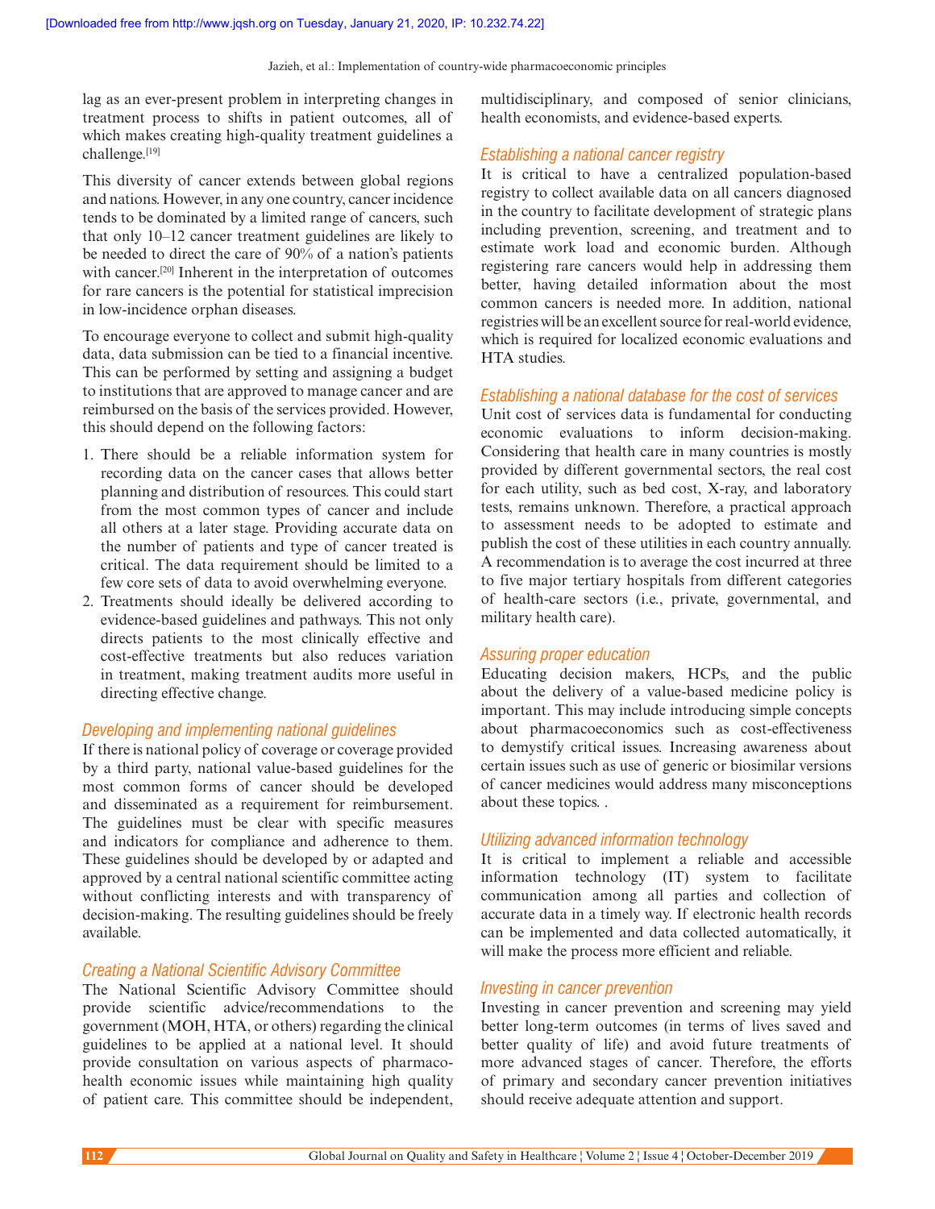lag as an ever-present problem in interpreting changes in treatment process to shifts in patient outcomes, all of which makes creating high-quality treatment guidelines a challenge.[19]

This diversity of cancer extends between global regions and nations. However, in any one country, cancer incidence tends to be dominated by a limited range of cancers, such that only 10–12 cancer treatment guidelines are likely to be needed to direct the care of 90% of a nation's patients with cancer.[20] Inherent in the interpretation of outcomes for rare cancers is the potential for statistical imprecision in low-incidence orphan diseases.

To encourage everyone to collect and submit high-quality data, data submission can be tied to a financial incentive. This can be performed by setting and assigning a budget to institutions that are approved to manage cancer and are reimbursed on the basis of the services provided. However, this should depend on the following factors:

1. There should be a reliable information system for recording data on the cancer cases that allows better planning and distribution of resources. This could start from the most common types of cancer and include all others at a later stage. Providing accurate data on the number of patients and type of cancer treated is critical. The data requirement should be limited to a few core sets of data to avoid overwhelming everyone.
2. Treatments should ideally be delivered according to evidence-based guidelines and pathways. This not only directs patients to the most clinically effective and cost-effective treatments but also reduces variation in treatment, making treatment audits more useful in directing effective change.

### Developing and implementing national guidelines

If there is national policy of coverage or coverage provided by a third party, national value-based guidelines for the most common forms of cancer should be developed and disseminated as a requirement for reimbursement. The guidelines must be clear with specific measures and indicators for compliance and adherence to them. These guidelines should be developed by or adapted and approved by a central national scientific committee acting without conflicting interests and with transparency of decision-making. The resulting guidelines should be freely available.

### Creating a National Scientific Advisory Committee

The National Scientific Advisory Committee should provide scientific advice/recommendations to the government (MOH, HTA, or others) regarding the clinical guidelines to be applied at a national level. It should provide consultation on various aspects of pharmaco-health economic issues while maintaining high quality of patient care. This committee should be independent, multidisciplinary, and composed of senior clinicians, health economists, and evidence-based experts.

### Establishing a national cancer registry

It is critical to have a centralized population-based registry to collect available data on all cancers diagnosed in the country to facilitate development of strategic plans including prevention, screening, and treatment and to estimate work load and economic burden. Although registering rare cancers would help in addressing them better, having detailed information about the most common cancers is needed more. In addition, national registries will be an excellent source for real-world evidence, which is required for localized economic evaluations and HTA studies.

### Establishing a national database for the cost of services

Unit cost of services data is fundamental for conducting economic evaluations to inform decision-making. Considering that health care in many countries is mostly provided by different governmental sectors, the real cost for each utility, such as bed cost, X-ray, and laboratory tests, remains unknown. Therefore, a practical approach to assessment needs to be adopted to estimate and publish the cost of these utilities in each country annually. A recommendation is to average the cost incurred at three to five major tertiary hospitals from different categories of health-care sectors (i.e., private, governmental, and military health care).

### Assuring proper education

Educating decision makers, HCPs, and the public about the delivery of a value-based medicine policy is important. This may include introducing simple concepts about pharmacoeconomics such as cost-effectiveness to demystify critical issues. Increasing awareness about certain issues such as use of generic or biosimilar versions of cancer medicines would address many misconceptions about these topics. .

### Utilizing advanced information technology

It is critical to implement a reliable and accessible information technology (IT) system to facilitate communication among all parties and collection of accurate data in a timely way. If electronic health records can be implemented and data collected automatically, it will make the process more efficient and reliable.

### Investing in cancer prevention

Investing in cancer prevention and screening may yield better long-term outcomes (in terms of lives saved and better quality of life) and avoid future treatments of more advanced stages of cancer. Therefore, the efforts of primary and secondary cancer prevention initiatives should receive adequate attention and support.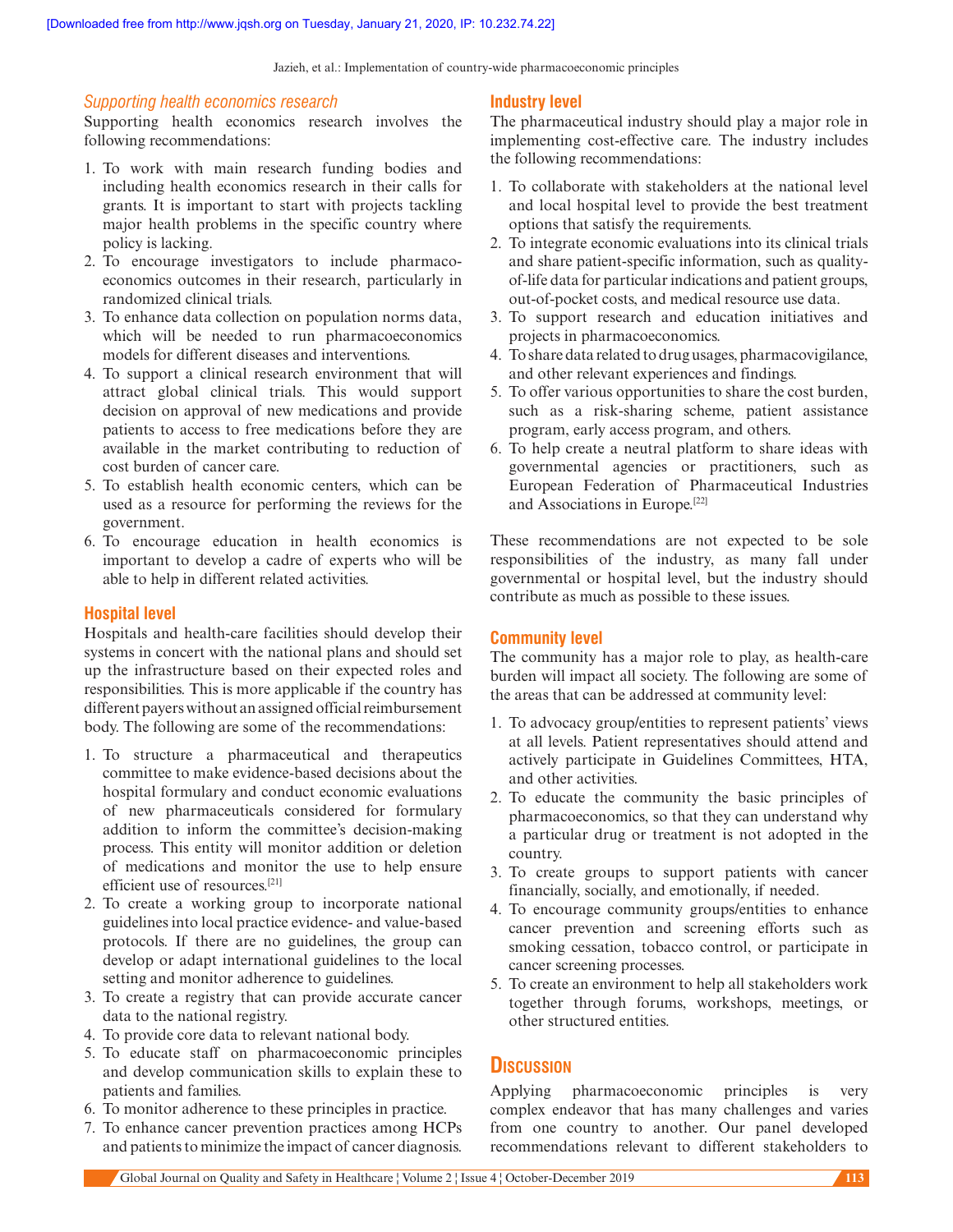### *Supporting health economics research*

Supporting health economics research involves the following recommendations:

1. To work with main research funding bodies and including health economics research in their calls for grants. It is important to start with projects tackling major health problems in the specific country where policy is lacking.
2. To encourage investigators to include pharmacoeconomics outcomes in their research, particularly in randomized clinical trials.
3. To enhance data collection on population norms data, which will be needed to run pharmacoeconomics models for different diseases and interventions.
4. To support a clinical research environment that will attract global clinical trials. This would support decision on approval of new medications and provide patients to access to free medications before they are available in the market contributing to reduction of cost burden of cancer care.
5. To establish health economic centers, which can be used as a resource for performing the reviews for the government.
6. To encourage education in health economics is important to develop a cadre of experts who will be able to help in different related activities.

## Hospital level

Hospitals and health-care facilities should develop their systems in concert with the national plans and should set up the infrastructure based on their expected roles and responsibilities. This is more applicable if the country has different payers without an assigned official reimbursement body. The following are some of the recommendations:

1. To structure a pharmaceutical and therapeutics committee to make evidence-based decisions about the hospital formulary and conduct economic evaluations of new pharmaceuticals considered for formulary addition to inform the committee's decision-making process. This entity will monitor addition or deletion of medications and monitor the use to help ensure efficient use of resources.[21]
2. To create a working group to incorporate national guidelines into local practice evidence- and value-based protocols. If there are no guidelines, the group can develop or adapt international guidelines to the local setting and monitor adherence to guidelines.
3. To create a registry that can provide accurate cancer data to the national registry.
4. To provide core data to relevant national body.
5. To educate staff on pharmacoeconomic principles and develop communication skills to explain these to patients and families.
6. To monitor adherence to these principles in practice.
7. To enhance cancer prevention practices among HCPs and patients to minimize the impact of cancer diagnosis.

## Industry level

The pharmaceutical industry should play a major role in implementing cost-effective care. The industry includes the following recommendations:

1. To collaborate with stakeholders at the national level and local hospital level to provide the best treatment options that satisfy the requirements.
2. To integrate economic evaluations into its clinical trials and share patient-specific information, such as quality-of-life data for particular indications and patient groups, out-of-pocket costs, and medical resource use data.
3. To support research and education initiatives and projects in pharmacoeconomics.
4. To share data related to drug usages, pharmacovigilance, and other relevant experiences and findings.
5. To offer various opportunities to share the cost burden, such as a risk-sharing scheme, patient assistance program, early access program, and others.
6. To help create a neutral platform to share ideas with governmental agencies or practitioners, such as European Federation of Pharmaceutical Industries and Associations in Europe.[22]

These recommendations are not expected to be sole responsibilities of the industry, as many fall under governmental or hospital level, but the industry should contribute as much as possible to these issues.

## Community level

The community has a major role to play, as health-care burden will impact all society. The following are some of the areas that can be addressed at community level:

1. To advocacy group/entities to represent patients' views at all levels. Patient representatives should attend and actively participate in Guidelines Committees, HTA, and other activities.
2. To educate the community the basic principles of pharmacoeconomics, so that they can understand why a particular drug or treatment is not adopted in the country.
3. To create groups to support patients with cancer financially, socially, and emotionally, if needed.
4. To encourage community groups/entities to enhance cancer prevention and screening efforts such as smoking cessation, tobacco control, or participate in cancer screening processes.
5. To create an environment to help all stakeholders work together through forums, workshops, meetings, or other structured entities.

# Discussion

Applying pharmacoeconomic principles is very complex endeavor that has many challenges and varies from one country to another. Our panel developed recommendations relevant to different stakeholders to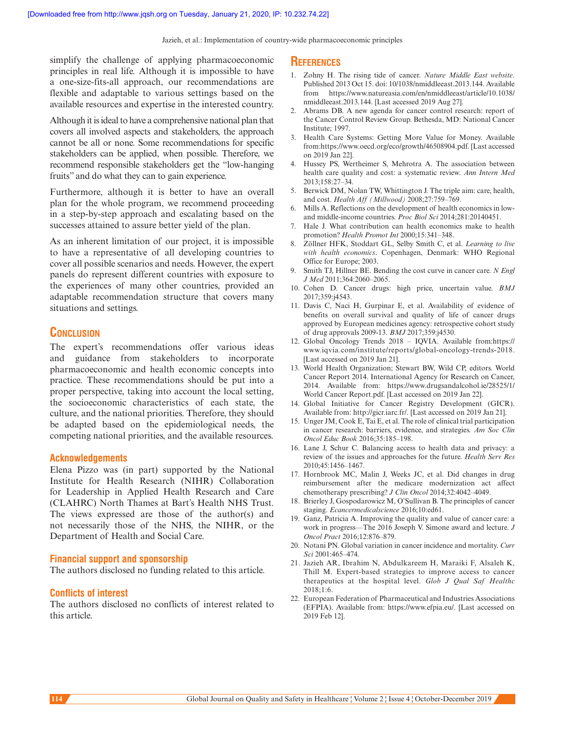simplify the challenge of applying pharmacoeconomic principles in real life. Although it is impossible to have a one-size-fits-all approach, our recommendations are flexible and adaptable to various settings based on the available resources and expertise in the interested country.

Although it is ideal to have a comprehensive national plan that covers all involved aspects and stakeholders, the approach cannot be all or none. Some recommendations for specific stakeholders can be applied, when possible. Therefore, we recommend responsible stakeholders get the "low-hanging fruits" and do what they can to gain experience.

Furthermore, although it is better to have an overall plan for the whole program, we recommend proceeding in a step-by-step approach and escalating based on the successes attained to assure better yield of the plan.

As an inherent limitation of our project, it is impossible to have a representative of all developing countries to cover all possible scenarios and needs. However, the expert panels do represent different countries with exposure to the experiences of many other countries, provided an adaptable recommendation structure that covers many situations and settings.

## Conclusion

The expert's recommendations offer various ideas and guidance from stakeholders to incorporate pharmacoeconomic and health economic concepts into practice. These recommendations should be put into a proper perspective, taking into account the local setting, the socioeconomic characteristics of each state, the culture, and the national priorities. Therefore, they should be adapted based on the epidemiological needs, the competing national priorities, and the available resources.

### Acknowledgements

Elena Pizzo was (in part) supported by the National Institute for Health Research (NIHR) Collaboration for Leadership in Applied Health Research and Care (CLAHRC) North Thames at Bart's Health NHS Trust. The views expressed are those of the author(s) and not necessarily those of the NHS, the NIHR, or the Department of Health and Social Care.

### Financial support and sponsorship

The authors disclosed no funding related to this article.

### Conflicts of interest

The authors disclosed no conflicts of interest related to this article.

## References

1. Zohny H. The rising tide of cancer. *Nature Middle East website*. Published 2013 Oct 15. doi: 10/1038/nmiddleeast.2013.144. Available from https://www.natureasia.com/en/nmiddleeast/article/10.1038/nmiddleeast.2013.144. [Last accessed 2019 Aug 27].
2. Abrams DB. A new agenda for cancer control research: report of the Cancer Control Review Group. Bethesda, MD: National Cancer Institute; 1997.
3. Health Care Systems: Getting More Value for Money. Available from:https://www.oecd.org/eco/growth/46508904.pdf. [Last accessed on 2019 Jan 22].
4. Hussey PS, Wertheimer S, Mehrotra A. The association between health care quality and cost: a systematic review. *Ann Intern Med* 2013;158:27–34.
5. Berwick DM, Nolan TW, Whittington J. The triple aim: care, health, and cost. *Health Aff (Millwood)* 2008;27:759–769.
6. Mills A. Reflections on the development of health economics in low- and middle-income countries. *Proc Biol Sci* 2014;281:20140451.
7. Hale J. What contribution can health economics make to health promotion? *Health Promot Int* 2000;15:341–348.
8. Zöllner HFK, Stoddart GL, Selby Smith C, et al. *Learning to live with health economics*. Copenhagen, Denmark: WHO Regional Office for Europe; 2003.
9. Smith TJ, Hillner BE. Bending the cost curve in cancer care. *N Engl J Med* 2011;364:2060–2065.
10. Cohen D. Cancer drugs: high price, uncertain value. *BMJ* 2017;359:j4543.
11. Davis C, Naci H, Gurpinar E, et al. Availability of evidence of benefits on overall survival and quality of life of cancer drugs approved by European medicines agency: retrospective cohort study of drug approvals 2009-13. *BMJ* 2017;359:j4530.
12. Global Oncology Trends 2018 – IQVIA. Available from:https://www.iqvia.com/institute/reports/global-oncology-trends-2018. [Last accessed on 2019 Jan 21].
13. World Health Organization; Stewart BW, Wild CP, editors. World Cancer Report 2014. International Agency for Research on Cancer, 2014. Available from: https://www.drugsandalcohol.ie/28525/1/World Cancer Report.pdf. [Last accessed on 2019 Jan 22].
14. Global Initiative for Cancer Registry Development (GICR). Available from: http://gicr.iarc.fr/. [Last accessed on 2019 Jan 21].
15. Unger JM, Cook E, Tai E, et al. The role of clinical trial participation in cancer research: barriers, evidence, and strategies. *Am Soc Clin Oncol Educ Book* 2016;35:185–198.
16. Lane J, Schur C. Balancing access to health data and privacy: a review of the issues and approaches for the future. *Health Serv Res* 2010;45:1456–1467.
17. Hornbrook MC, Malin J, Weeks JC, et al. Did changes in drug reimbursement after the medicare modernization act affect chemotherapy prescribing? *J Clin Oncol* 2014;32:4042–4049.
18. Brierley J, Gospodarowicz M, O'Sullivan B. The principles of cancer staging. *Ecancermedicalscience* 2016;10:ed61.
19. Ganz, Patricia A. Improving the quality and value of cancer care: a work in progress—The 2016 Joseph V. Simone award and lecture. *J Oncol Pract* 2016;12:876–879.
20. Notani PN. Global variation in cancer incidence and mortality. *Curr Sci* 2001:465–474.
21. Jazieh AR, Ibrahim N, Abdulkareem H, Maraiki F, Alsaleh K, Thill M. Expert-based strategies to improve access to cancer therapeutics at the hospital level. *Glob J Qual Saf Healthc* 2018;1:6.
22. European Federation of Pharmaceutical and Industries Associations (EFPIA). Available from: https://www.efpia.eu/. [Last accessed on 2019 Feb 12].